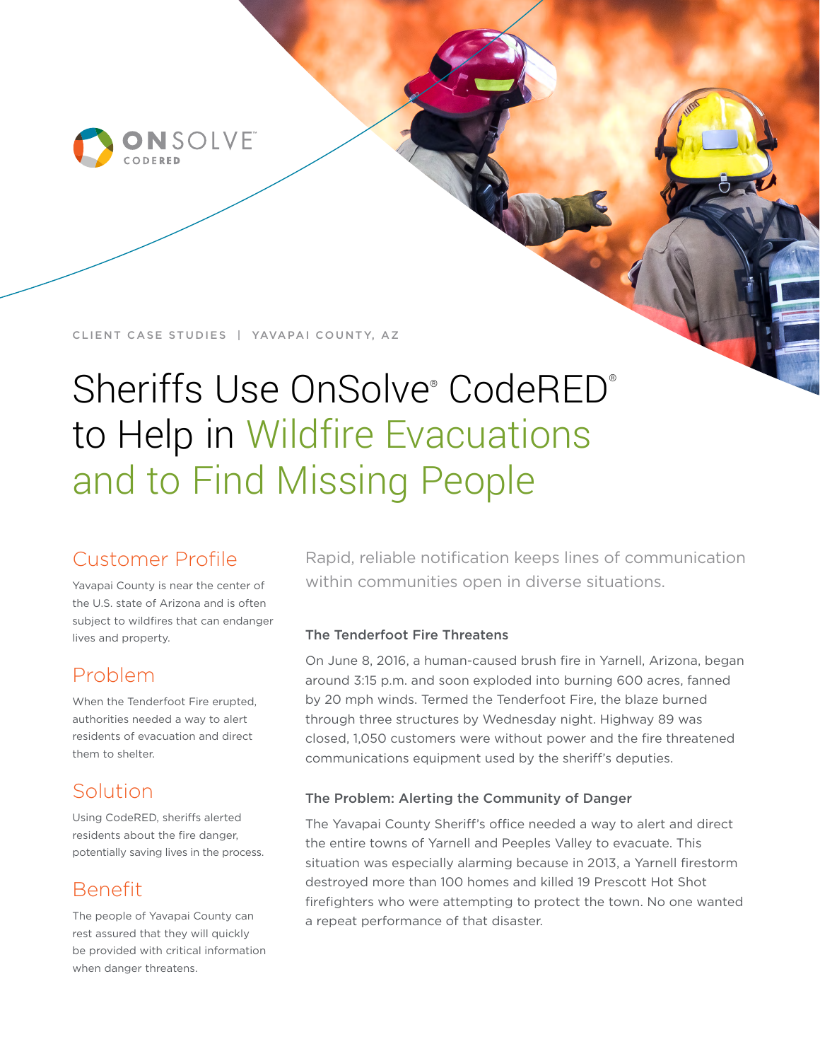ONSOLVE™ CODERED

CLIENT CASE STUDIES | YAVAPAI COUNTY, AZ

# Sheriffs Use OnSolve® CodeRED® to Help in Wildfire Evacuations and to Find Missing People

## Customer Profile

Yavapai County is near the center of the U.S. state of Arizona and is often subject to wildfires that can endanger lives and property.

## Problem

When the Tenderfoot Fire erupted, authorities needed a way to alert residents of evacuation and direct them to shelter.

## Solution

Using CodeRED, sheriffs alerted residents about the fire danger, potentially saving lives in the process.

## Benefit

The people of Yavapai County can rest assured that they will quickly be provided with critical information when danger threatens.

Rapid, reliable notification keeps lines of communication within communities open in diverse situations.

### The Tenderfoot Fire Threatens

On June 8, 2016, a human-caused brush fire in Yarnell, Arizona, began around 3:15 p.m. and soon exploded into burning 600 acres, fanned by 20 mph winds. Termed the Tenderfoot Fire, the blaze burned through three structures by Wednesday night. Highway 89 was closed, 1,050 customers were without power and the fire threatened communications equipment used by the sheriff's deputies.

### The Problem: Alerting the Community of Danger

The Yavapai County Sheriff's office needed a way to alert and direct the entire towns of Yarnell and Peeples Valley to evacuate. This situation was especially alarming because in 2013, a Yarnell firestorm destroyed more than 100 homes and killed 19 Prescott Hot Shot firefighters who were attempting to protect the town. No one wanted a repeat performance of that disaster.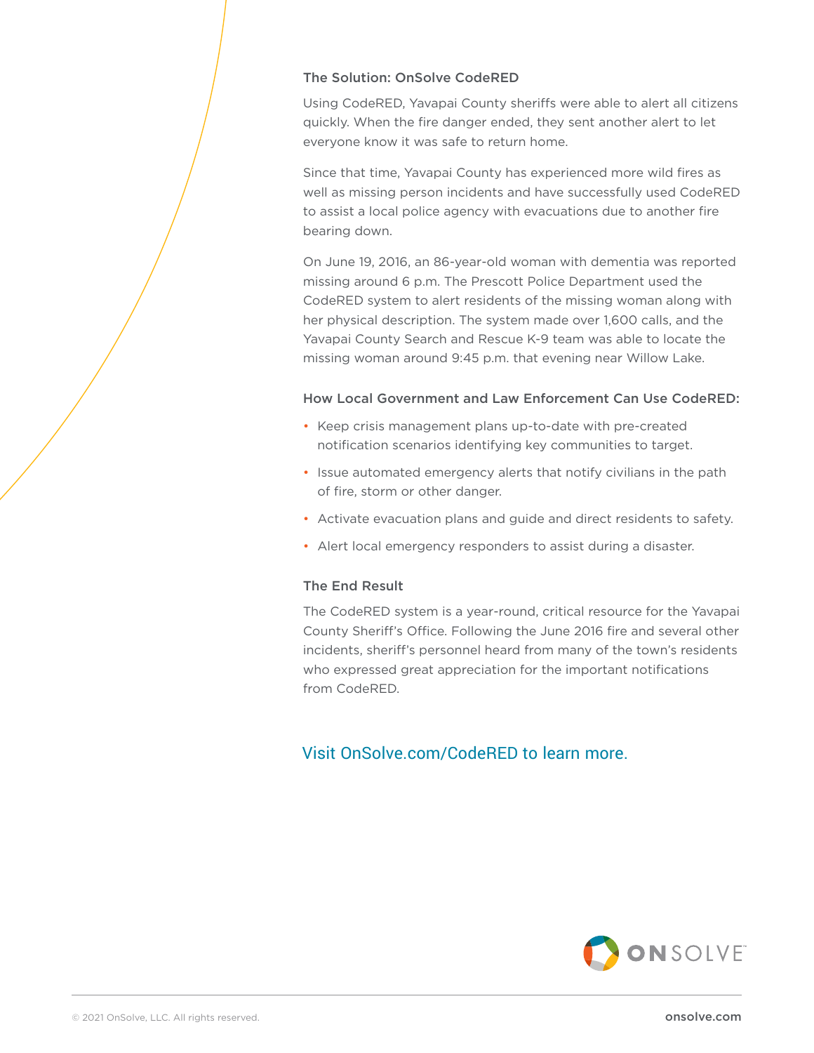### The Solution: OnSolve CodeRED

Using CodeRED, Yavapai County sheriffs were able to alert all citizens quickly. When the fire danger ended, they sent another alert to let everyone know it was safe to return home.

Since that time, Yavapai County has experienced more wild fires as well as missing person incidents and have successfully used CodeRED to assist a local police agency with evacuations due to another fire bearing down.

On June 19, 2016, an 86-year-old woman with dementia was reported missing around 6 p.m. The Prescott Police Department used the CodeRED system to alert residents of the missing woman along with her physical description. The system made over 1,600 calls, and the Yavapai County Search and Rescue K-9 team was able to locate the missing woman around 9:45 p.m. that evening near Willow Lake.

### How Local Government and Law Enforcement Can Use CodeRED:

- Keep crisis management plans up-to-date with pre-created notification scenarios identifying key communities to target.
- Issue automated emergency alerts that notify civilians in the path of fire, storm or other danger.
- Activate evacuation plans and guide and direct residents to safety.
- Alert local emergency responders to assist during a disaster.

### The End Result

The CodeRED system is a year-round, critical resource for the Yavapai County Sheriff's Office. Following the June 2016 fire and several other incidents, sheriff's personnel heard from many of the town's residents who expressed great appreciation for the important notifications from CodeRED.

Visit OnSolve.com/CodeRED to learn more.

© 2021 OnSolve, LLC. All rights reserved.

onsolve.com